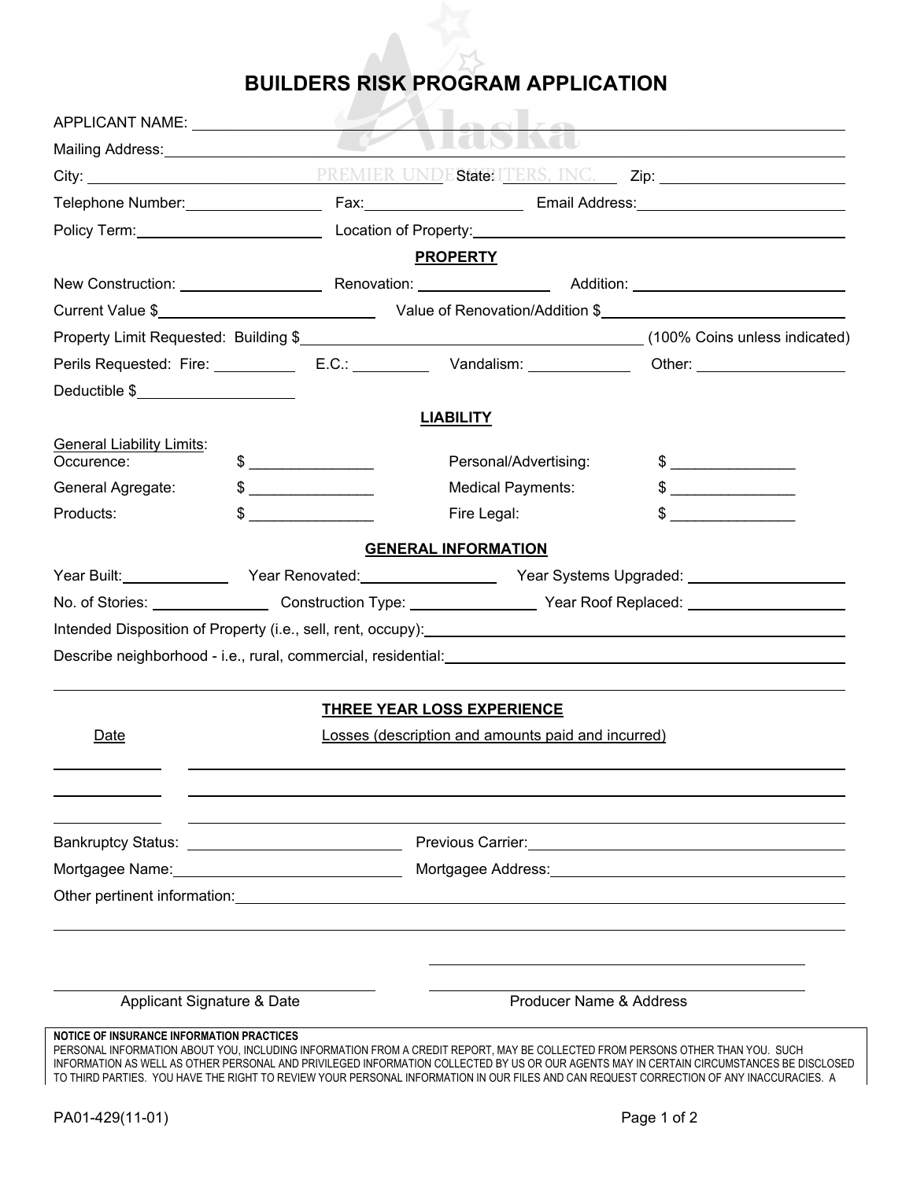# BUILDERS RISK PROGRAM APPLICATION

APPLICANT NAME: ______________________________

Mailing Address: ______________________________

City: ______________ State: ________ Zip: ______________

Telephone Number: ______________ Fax: ______________ Email Address: ______________

Policy Term: ______________ Location of Property: ______________

## PROPERTY

New Construction: ______________ Renovation: ______________ Addition: ______________

Current Value $______________ Value of Renovation/Addition $______________

Property Limit Requested: Building $______________ (100% Coins unless indicated)

Perils Requested: Fire: ________ E.C.: ________ Vandalism: ________ Other: ________

Deductible $______________

## LIABILITY

General Liability Limits:

| | | | |
|---|---|---|---|
| Occurence: | $ _______________ | Personal/Advertising: | $ _______________ |
| General Agregate: | $ _______________ | Medical Payments: | $ _______________ |
| Products: | $ _______________ | Fire Legal: | $ _______________ |

## GENERAL INFORMATION

Year Built: ______________ Year Renovated: ______________ Year Systems Upgraded: ______________

No. of Stories: ______________ Construction Type: ______________ Year Roof Replaced: ______________

Intended Disposition of Property (i.e., sell, rent, occupy): ______________

Describe neighborhood - i.e., rural, commercial, residential: ______________

## THREE YEAR LOSS EXPERIENCE

| Date | Losses (description and amounts paid and incurred) |
|---|---|
| | |
| | |
| | |

Bankruptcy Status: ______________ Previous Carrier: ______________

Mortgagee Name: ______________ Mortgagee Address: ______________

Other pertinent information: ______________

______________________________ ______________________________

Applicant Signature & Date ______________ Producer Name & Address

**NOTICE OF INSURANCE INFORMATION PRACTICES**

PERSONAL INFORMATION ABOUT YOU, INCLUDING INFORMATION FROM A CREDIT REPORT, MAY BE COLLECTED FROM PERSONS OTHER THAN YOU. SUCH INFORMATION AS WELL AS OTHER PERSONAL AND PRIVILEGED INFORMATION COLLECTED BY US OR OUR AGENTS MAY IN CERTAIN CIRCUMSTANCES BE DISCLOSED TO THIRD PARTIES. YOU HAVE THE RIGHT TO REVIEW YOUR PERSONAL INFORMATION IN OUR FILES AND CAN REQUEST CORRECTION OF ANY INACCURACIES. A

PA01-429(11-01)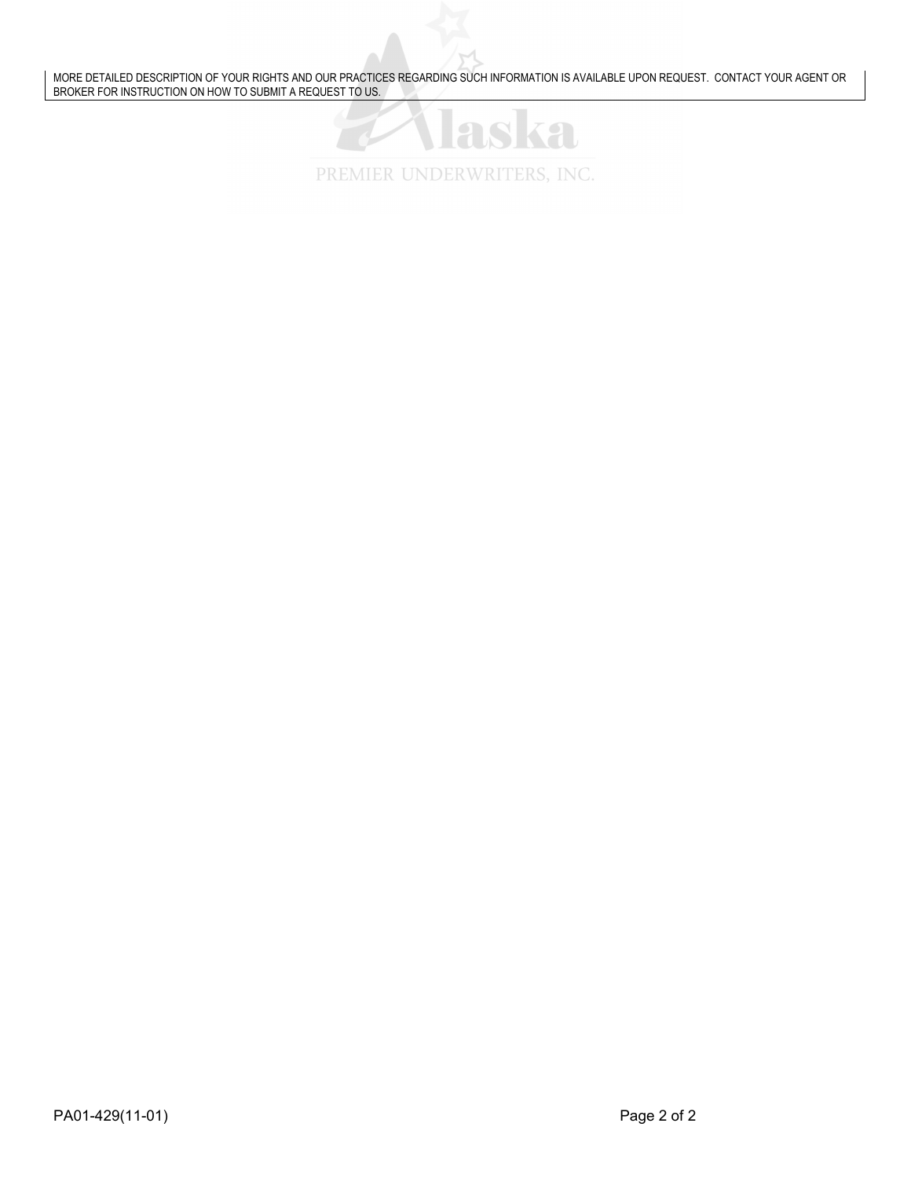MORE DETAILED DESCRIPTION OF YOUR RIGHTS AND OUR PRACTICES REGARDING SUCH INFORMATION IS AVAILABLE UPON REQUEST. CONTACT YOUR AGENT OR BROKER FOR INSTRUCTION ON HOW TO SUBMIT A REQUEST TO US.

PA01-429(11-01)